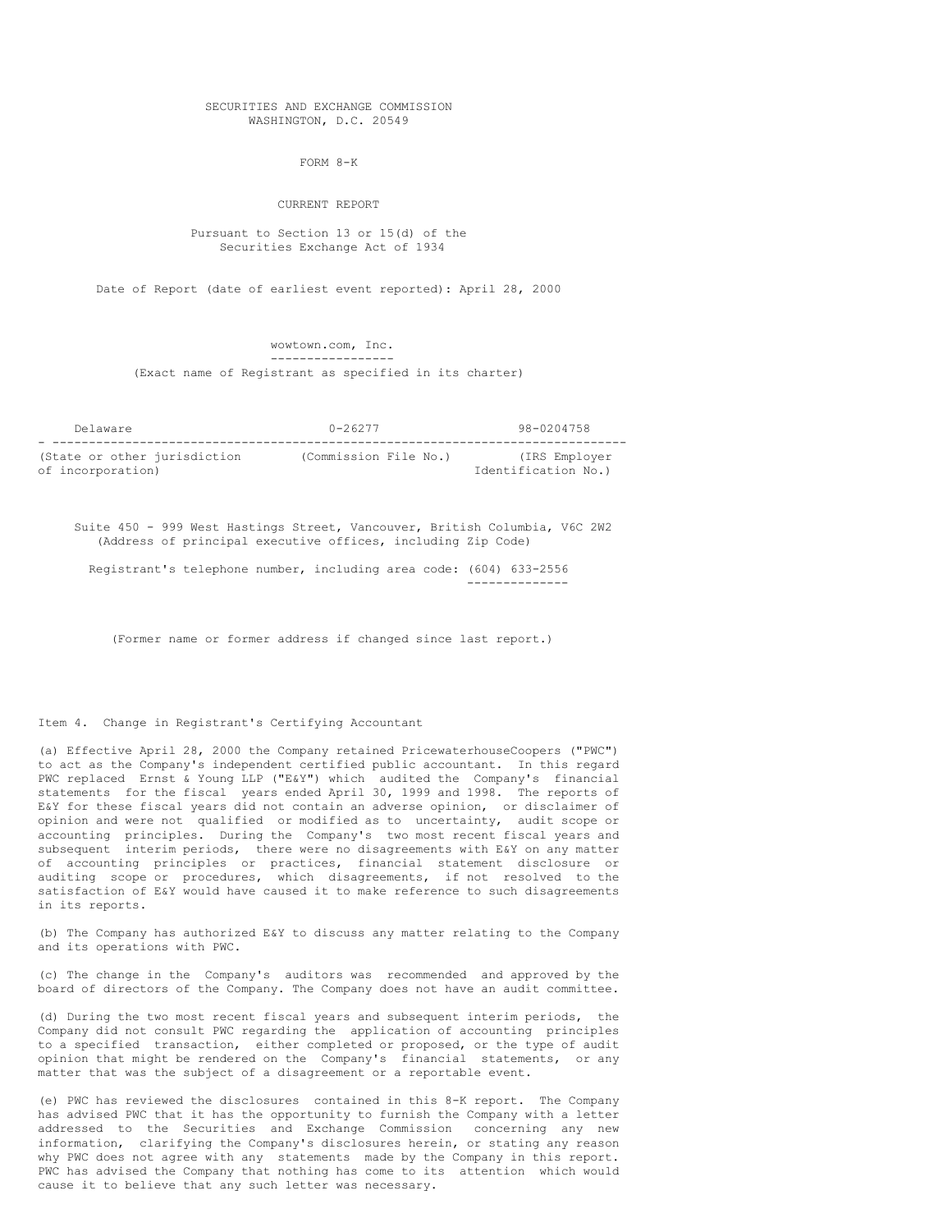SECURITIES AND EXCHANGE COMMISSION
WASHINGTON, D.C. 20549

FORM 8-K

CURRENT REPORT

Pursuant to Section 13 or 15(d) of the
Securities Exchange Act of 1934

Date of Report (date of earliest event reported): April 28, 2000

wowtown.com, Inc.
(Exact name of Registrant as specified in its charter)

| Delaware | 0-26277 | 98-0204758 |
|---|---|---|
| (State or other jurisdiction of incorporation) | (Commission File No.) | (IRS Employer Identification No.) |

Suite 450 - 999 West Hastings Street, Vancouver, British Columbia, V6C 2W2
(Address of principal executive offices, including Zip Code)

Registrant's telephone number, including area code: (604) 633-2556

(Former name or former address if changed since last report.)

Item 4. Change in Registrant's Certifying Accountant

(a) Effective April 28, 2000 the Company retained PricewaterhouseCoopers ("PWC") to act as the Company's independent certified public accountant. In this regard PWC replaced Ernst & Young LLP ("E&Y") which audited the Company's financial statements for the fiscal years ended April 30, 1999 and 1998. The reports of E&Y for these fiscal years did not contain an adverse opinion, or disclaimer of opinion and were not qualified or modified as to uncertainty, audit scope or accounting principles. During the Company's two most recent fiscal years and subsequent interim periods, there were no disagreements with E&Y on any matter of accounting principles or practices, financial statement disclosure or auditing scope or procedures, which disagreements, if not resolved to the satisfaction of E&Y would have caused it to make reference to such disagreements in its reports.

(b) The Company has authorized E&Y to discuss any matter relating to the Company and its operations with PWC.

(c) The change in the Company's auditors was recommended and approved by the board of directors of the Company. The Company does not have an audit committee.

(d) During the two most recent fiscal years and subsequent interim periods, the Company did not consult PWC regarding the application of accounting principles to a specified transaction, either completed or proposed, or the type of audit opinion that might be rendered on the Company's financial statements, or any matter that was the subject of a disagreement or a reportable event.

(e) PWC has reviewed the disclosures contained in this 8-K report. The Company has advised PWC that it has the opportunity to furnish the Company with a letter addressed to the Securities and Exchange Commission concerning any new information, clarifying the Company's disclosures herein, or stating any reason why PWC does not agree with any statements made by the Company in this report. PWC has advised the Company that nothing has come to its attention which would cause it to believe that any such letter was necessary.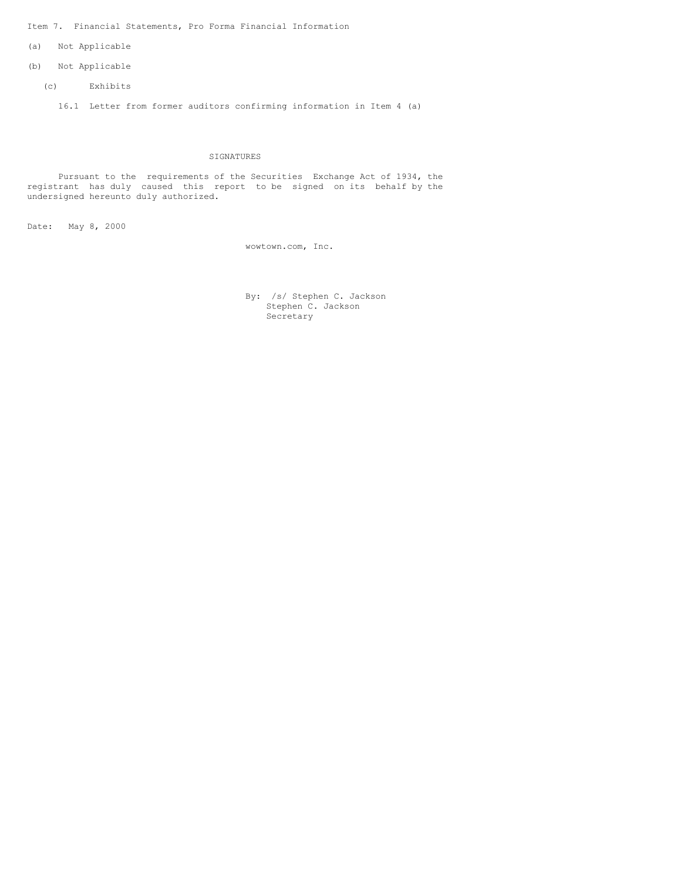Item 7. Financial Statements, Pro Forma Financial Information

(a) Not Applicable

(b) Not Applicable

(c) Exhibits

16.1 Letter from former auditors confirming information in Item 4 (a)

## SIGNATURES

Pursuant to the requirements of the Securities Exchange Act of 1934, the registrant has duly caused this report to be signed on its behalf by the undersigned hereunto duly authorized.

Date: May 8, 2000

wowtown.com, Inc.

By: /s/ Stephen C. Jackson
Stephen C. Jackson
Secretary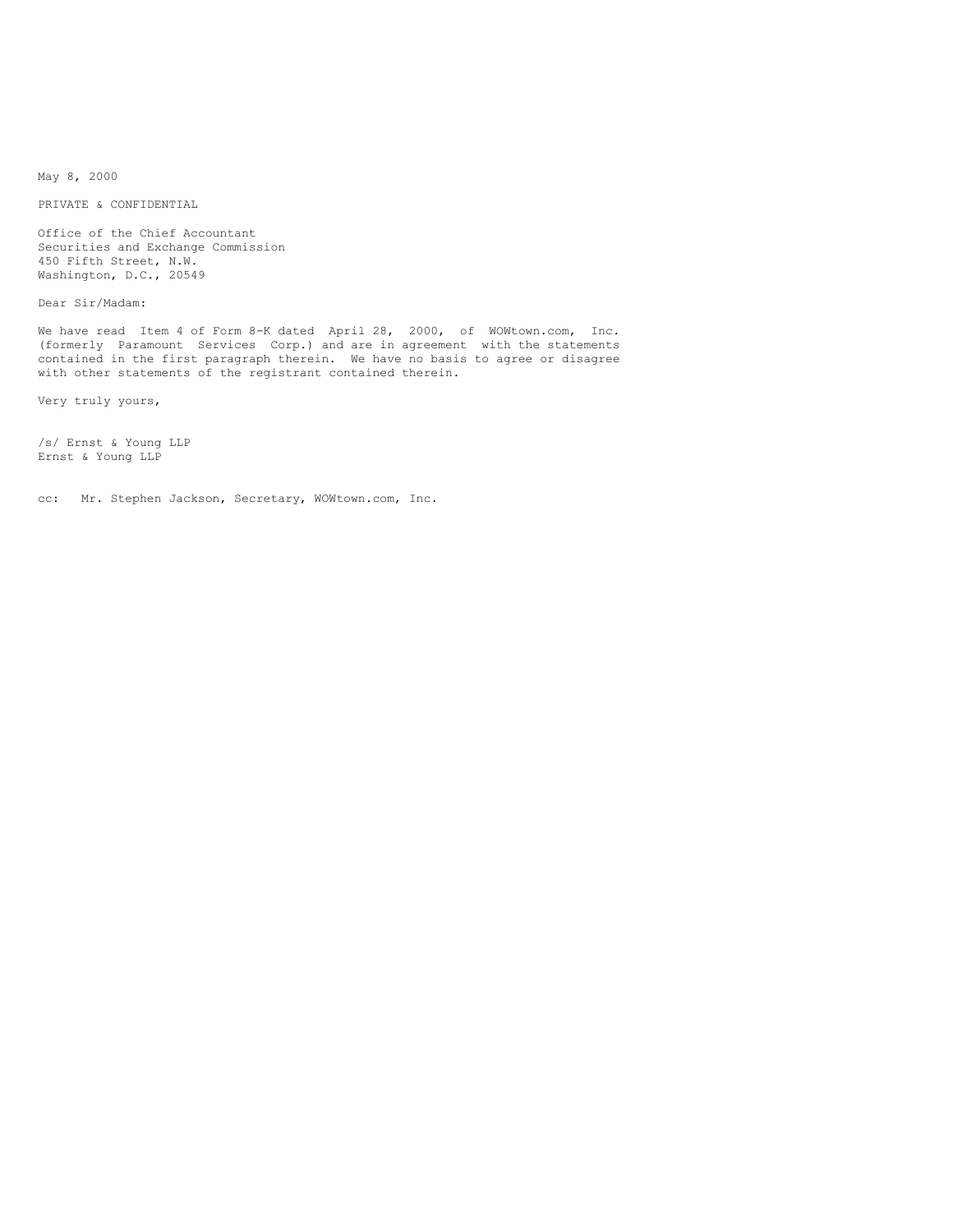May 8, 2000

PRIVATE & CONFIDENTIAL

Office of the Chief Accountant
Securities and Exchange Commission
450 Fifth Street, N.W.
Washington, D.C., 20549

Dear Sir/Madam:

We have read Item 4 of Form 8-K dated April 28, 2000, of WOWtown.com, Inc. (formerly Paramount Services Corp.) and are in agreement with the statements contained in the first paragraph therein. We have no basis to agree or disagree with other statements of the registrant contained therein.

Very truly yours,

/s/ Ernst & Young LLP
Ernst & Young LLP

cc: Mr. Stephen Jackson, Secretary, WOWtown.com, Inc.